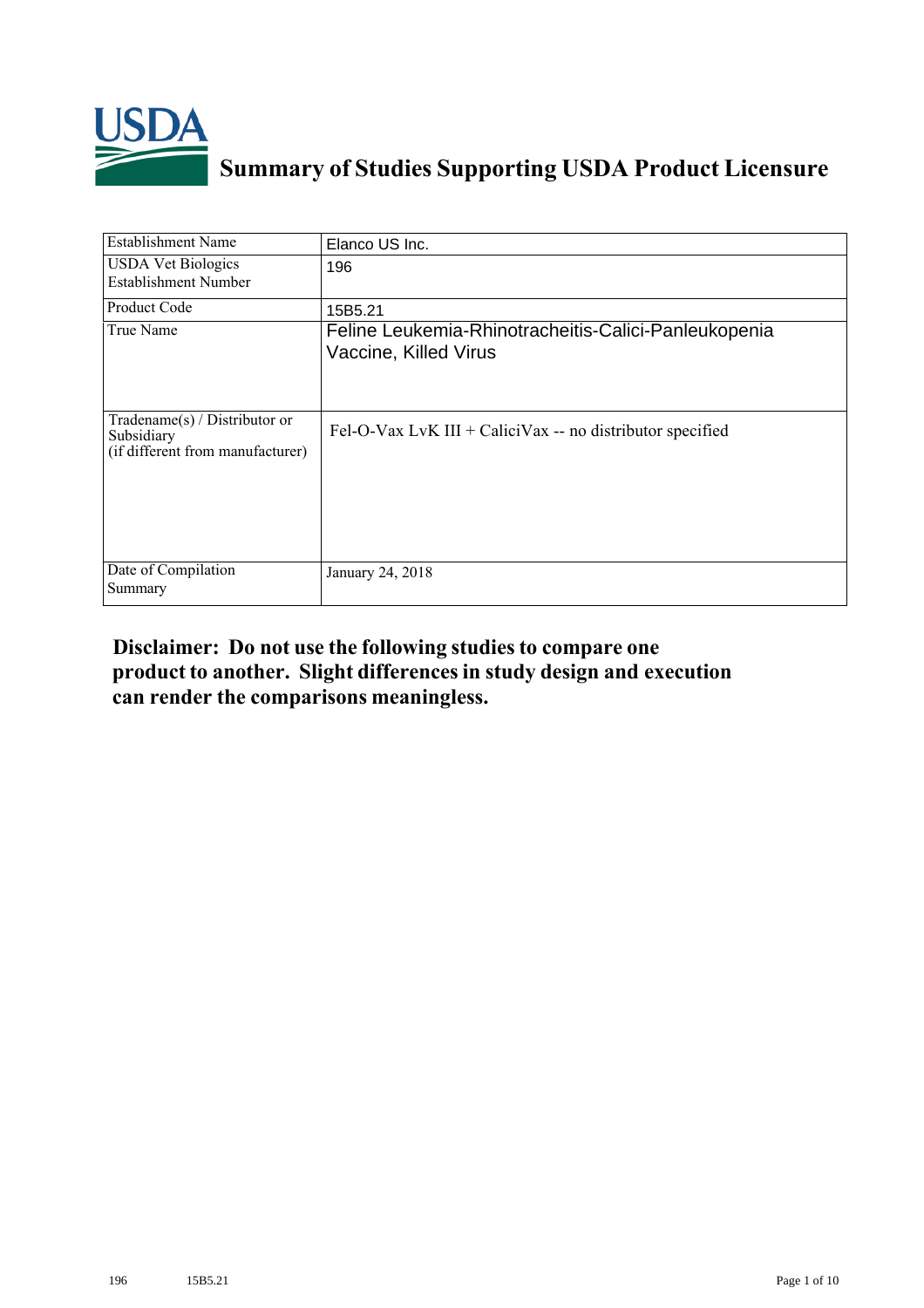# Summary of Studies Supporting USDA Product Licensure

| Establishment Name | Elanco US Inc. |
|---|---|
| USDA Vet Biologics Establishment Number | 196 |
| Product Code | 15B5.21 |
| True Name | Feline Leukemia-Rhinotracheitis-Calici-Panleukopenia Vaccine, Killed Virus |
| Tradename(s) / Distributor or Subsidiary (if different from manufacturer) | Fel-O-Vax LvK III + CaliciVax -- no distributor specified |
| Date of Compilation Summary | January 24, 2018 |

**Disclaimer: Do not use the following studies to compare one product to another. Slight differences in study design and execution can render the comparisons meaningless.**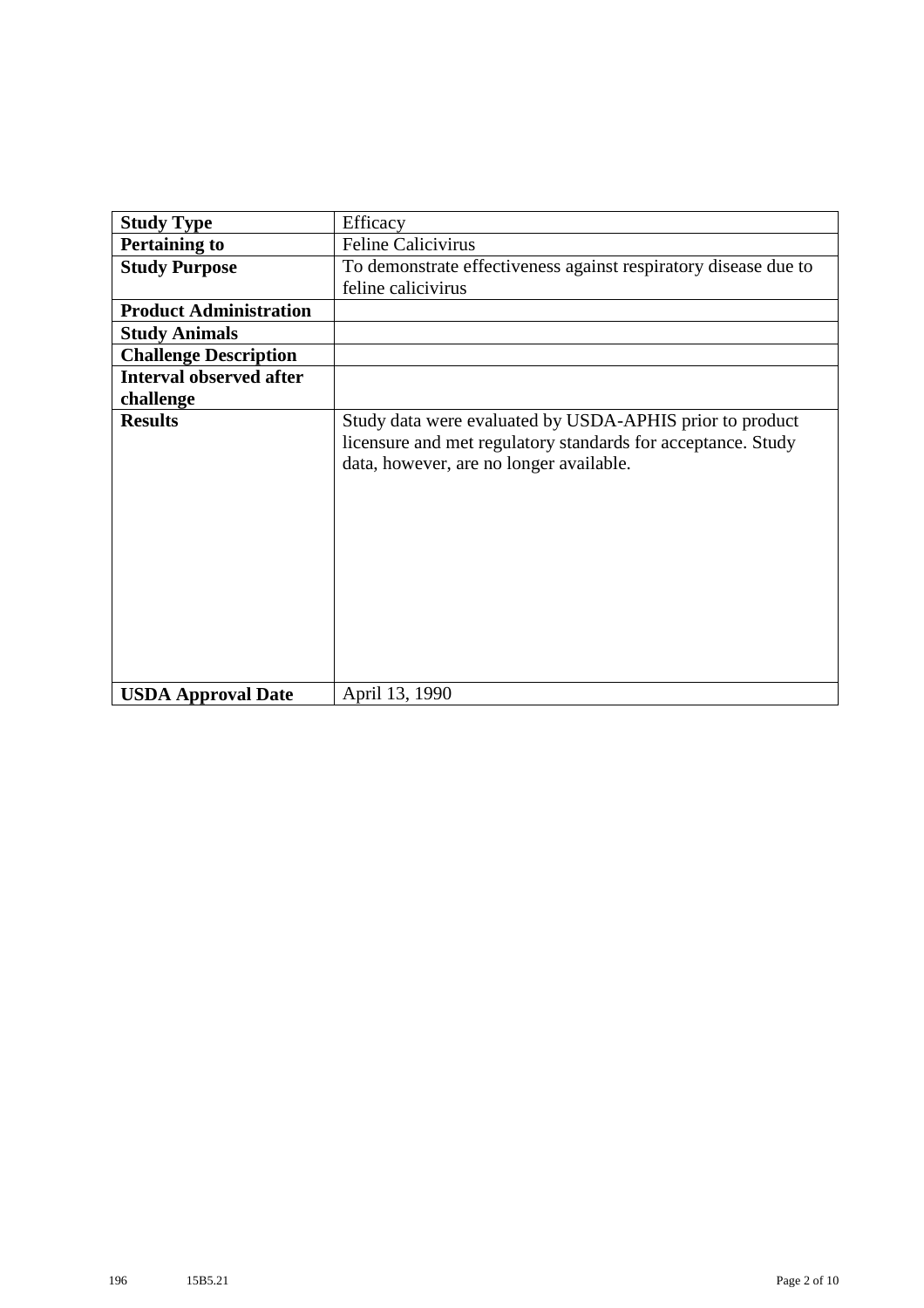| **Study Type** | Efficacy |
|---|---|
| **Pertaining to** | Feline Calicivirus |
| **Study Purpose** | To demonstrate effectiveness against respiratory disease due to feline calicivirus |
| **Product Administration** | |
| **Study Animals** | |
| **Challenge Description** | |
| **Interval observed after challenge** | |
| **Results** | Study data were evaluated by USDA-APHIS prior to product licensure and met regulatory standards for acceptance. Study data, however, are no longer available. |
| **USDA Approval Date** | April 13, 1990 |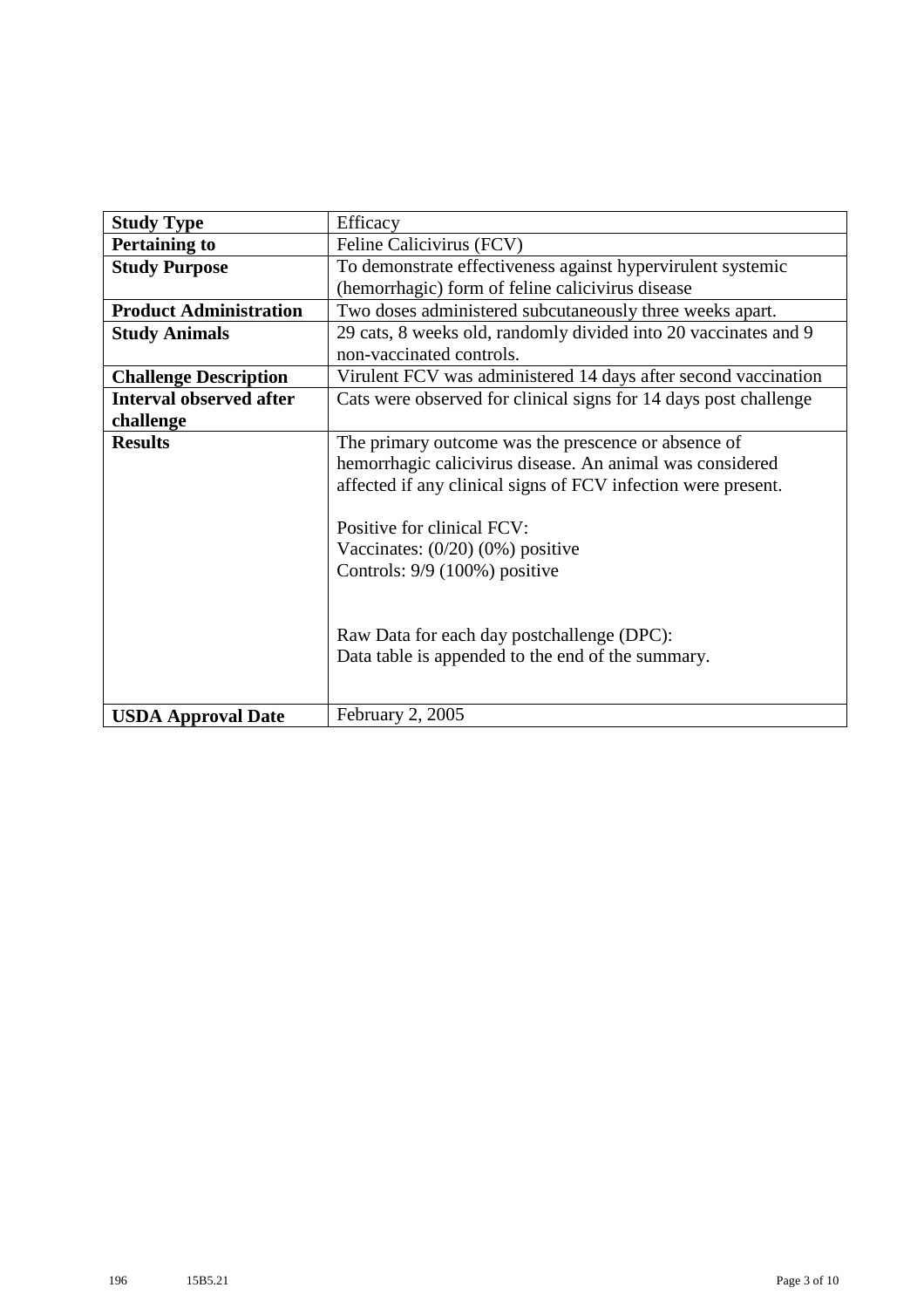| **Study Type** | Efficacy |
|---|---|
| **Pertaining to** | Feline Calicivirus (FCV) |
| **Study Purpose** | To demonstrate effectiveness against hypervirulent systemic (hemorrhagic) form of feline calicivirus disease |
| **Product Administration** | Two doses administered subcutaneously three weeks apart. |
| **Study Animals** | 29 cats, 8 weeks old, randomly divided into 20 vaccinates and 9 non-vaccinated controls. |
| **Challenge Description** | Virulent FCV was administered 14 days after second vaccination |
| **Interval observed after challenge** | Cats were observed for clinical signs for 14 days post challenge |
| **Results** | The primary outcome was the prescence or absence of hemorrhagic calicivirus disease. An animal was considered affected if any clinical signs of FCV infection were present.<br><br>Positive for clinical FCV:<br>Vaccinates: (0/20) (0%) positive<br>Controls: 9/9 (100%) positive<br><br>Raw Data for each day postchallenge (DPC):<br>Data table is appended to the end of the summary. |
| **USDA Approval Date** | February 2, 2005 |

196 15B5.21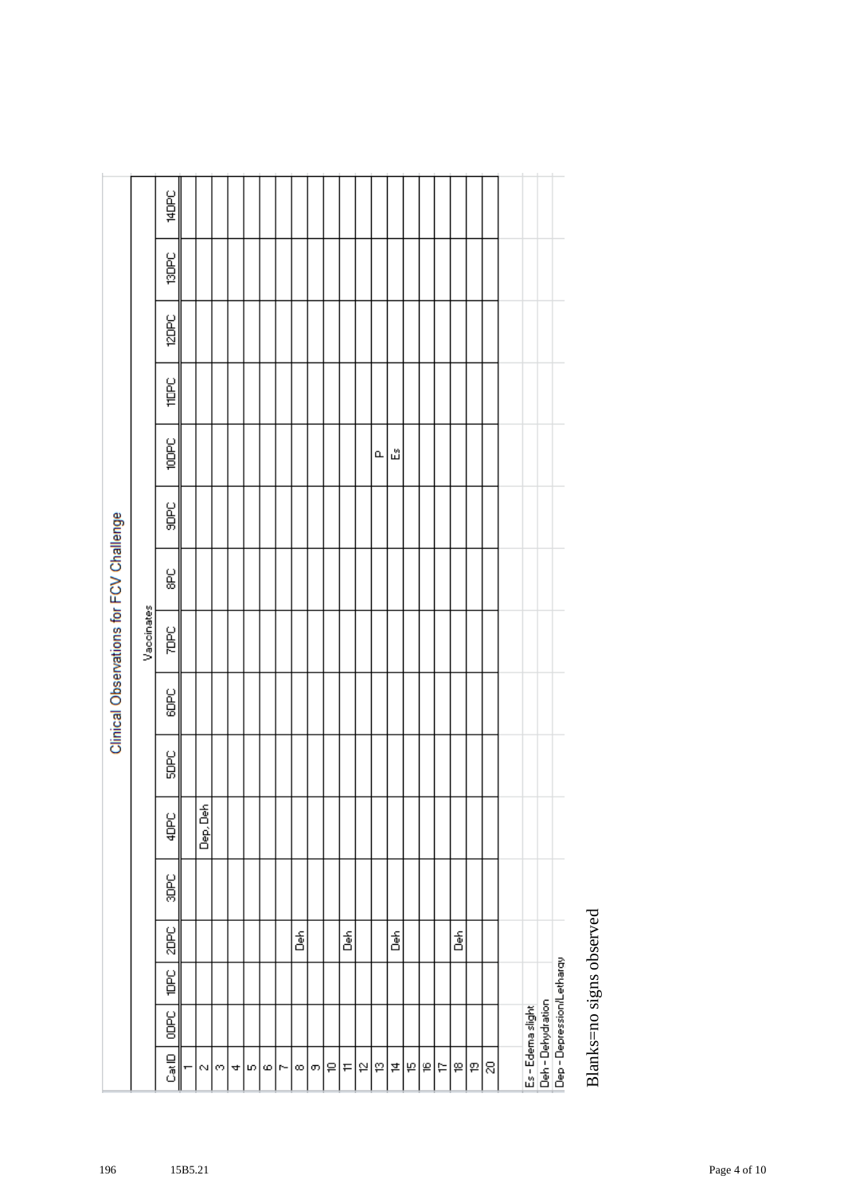# Clinical Observations for FCV Challenge

| Cat ID | Vaccinates | | | | | | | | | | | | | | |
|---|---|---|---|---|---|---|---|---|---|---|---|---|---|---|---|
| | 0DPC | 1DPC | 2DPC | 3DPC | 4DPC | 5DPC | 6DPC | 7DPC | 8PC | 9DPC | 10DPC | 11DPC | 12DPC | 13DPC | 14DPC |
| 1 | | | | | | | | | | | | | | | |
| 2 | | | | | Dep, Deh | | | | | | | | | | |
| 3 | | | | | | | | | | | | | | | |
| 4 | | | | | | | | | | | | | | | |
| 5 | | | | | | | | | | | | | | | |
| 6 | | | | | | | | | | | | | | | |
| 7 | | | | | | | | | | | | | | | |
| 8 | | | Deh | | | | | | | | | | | | |
| 9 | | | | | | | | | | | | | | | |
| 10 | | | | | | | | | | | | | | | |
| 11 | | | Deh | | | | | | | | | | | | |
| 12 | | | | | | | | | | | | | | | |
| 13 | | | | | | | | | | | P | | | | |
| 14 | | | Deh | | | | | | | | Es | | | | |
| 15 | | | | | | | | | | | | | | | |
| 16 | | | | | | | | | | | | | | | |
| 17 | | | | | | | | | | | | | | | |
| 18 | | | Deh | | | | | | | | | | | | |
| 19 | | | | | | | | | | | | | | | |
| 20 | | | | | | | | | | | | | | | |

Es - Edema slight
Deh - Dehydration
Dep - Depression/Lethargy

Blanks=no signs observed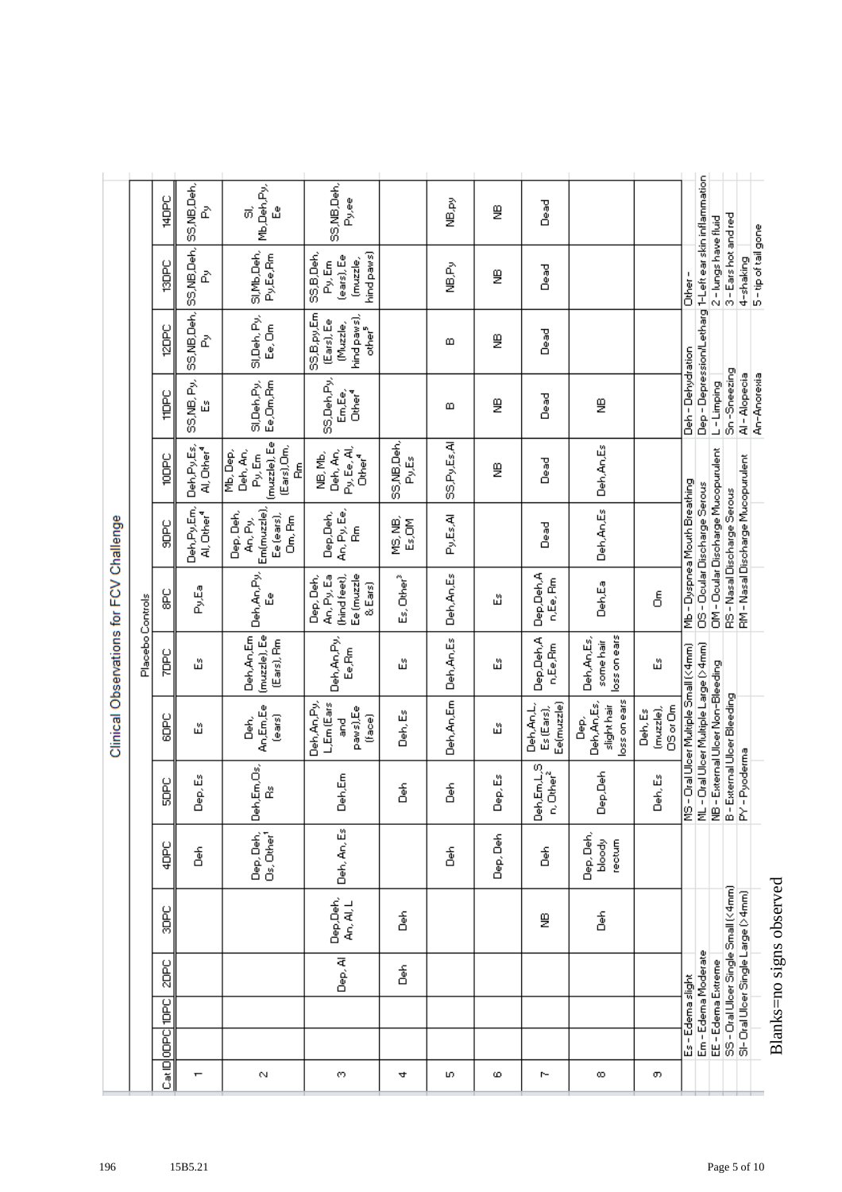# Clinical Observations for FCV Challenge

| Cat ID | 0DPC | 1DPC | 2DPC | 3DPC | 4DPC | 5DPC | 6DPC | 7DPC | 8PC | 9DPC | 10DPC | 11DPC | 12DPC | 13DPC | 14DPC |
|---|---|---|---|---|---|---|---|---|---|---|---|---|---|---|---|
| Placebo Controls | | | | | | | | | | | | | | | |
| 1 | | | | | Deh | Dep, Es | Es | Es | Py,Ea | Deh,Py,Em, Al, Other[4] | Deh,Py,Es, Al, Other[4] | SS,NB,Py, Es | SS,NB,Deh, Py | SS,NB,Deh, Py | SS,NB,Deh, Py |
| 2 | | | | | Dep, Deh, Os, Other[1] | Deh,Em,Os, Rs | Deh, An,Em,Ee (ears) | Deh,An,Em (muzzle), Ee (Ears), Rm | Deh,An,Py, Ee | Dep, Deh, An, Py, Em(muzzle), Ee (ears), Om, Rm | Mb, Dep, Deh, An, Py, Em (muzzle), Ee (Ears),Om, Rm | Sl,Deh,Py, Ee,Om,Rm | Sl,Deh,Py, Ee, Om | Sl,Mb,Deh, Py,Ee,Rm | Sl, Mb,Deh,Py, Ee |
| 3 | | | Dep, Al | Dep,Deh, An, Al, L | Deh, An, Es | Deh,Em | Deh,An,Py, L,Em (Ears and paws),Ee (face) | Deh,An,Py, Ee,Rm | Dep, Deh, An, Py, Ea (hind feet), Ee (muzzle & Ears) | Dep,Deh, An, Py, Ee, Rm | NB, Mb, Deh, An, Py, Ee, Al, Other[4] | SS,Deh,Py, Em,Ee, Other[4] | SS,B,py,Em (Ears), Ee (Muzzle, hind paws), other[5] | SS,B,Deh, Py, Em (ears), Ee (muzzle, hind paws) | SS,NB,Deh, Py,ee |
| 4 | | | Deh | Deh | | Deh | Deh, Es | Es | Es, Other[3] | MS, NB, Es,OM | SS,NB,Deh, Py,Es | | | | |
| 5 | | | | | Deh | Deh | Deh,An,Em | Deh,An,Es | Deh,An,Es | Py,Es,Al | SS,Py,Es,Al | B | B | NB,Py | NB,py |
| 6 | | | | | Dep,Deh | Dep,Es | Es | Es | Es | | NB | NB | NB | NB | NB |
| 7 | | | | NB | Deh | Deh,Em,L,Sn, Other[2] | Deh,An,L, Es (Ears), Ee(muzzle) | Dep,Deh,An,Ee,Rm | Dep,Deh,An,Ee,Rm | Dead | Dead | Dead | Dead | Dead | Dead |
| 8 | | | | Deh | Dep, Deh, bloody rectum | Dep,Deh | Dep, Deh,An,Es, slight hair loss on ears | Deh,An,Es, some hair loss on ears | Deh,Ea | Deh,An,Es | Deh,An,Es | NB | | | |
| 9 | | | | | | Deh, Es | Deh, Es (muzzle), OS or Om | Es | Om | | | | | | |

| | | | |
|---|---|---|---|
| Es - Edema slight | MS - Oral Ulcer Multiple Small (<4mm) | Mb - Dyspnea Mouth Breathing | Deh - Dehydration | Other - |
| Em - Edema Moderate | ML - Oral Ulcer Multiple Large (>4mm) | OS - Ocular Discharge Serous | Dep - Depression/Lethargy | 1-Left ear skin inflammation |
| EE - Edema Extreme | NB - External Ulcer Non-Bleeding | OM - Ocular Discharge Mucopurulent | L - Limping | 2 - lungs have fluid |
| SS - Oral Ulcer Single Small (<4mm) | B - External Ulcer Bleeding | RS - Nasal Discharge Serous | Sn - Sneezing | 3 - Ears hot and red |
| Sl - Oral Ulcer Single Large (>4mm) | PY - Pyoderma | RM - Nasal Discharge Mucopurulent | Al - Alopecia | 4 - shaking |
| | | | An - Anorexia | 5 - tip of tail gone |

Blanks=no signs observed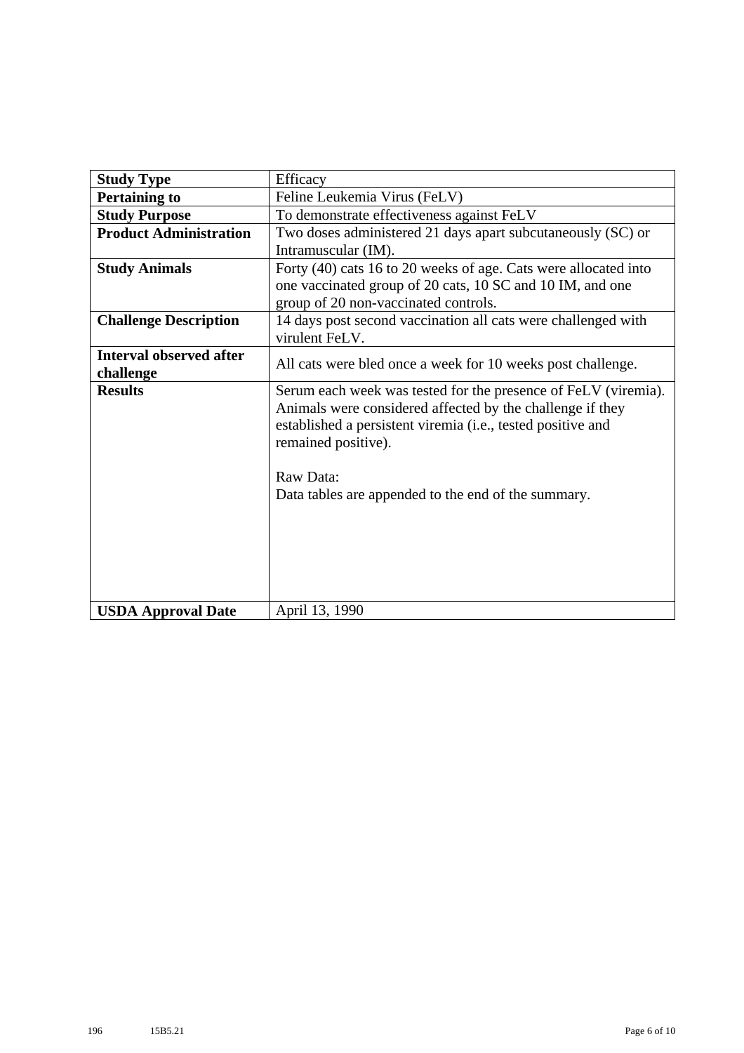| **Study Type** | Efficacy |
|---|---|
| **Pertaining to** | Feline Leukemia Virus (FeLV) |
| **Study Purpose** | To demonstrate effectiveness against FeLV |
| **Product Administration** | Two doses administered 21 days apart subcutaneously (SC) or Intramuscular (IM). |
| **Study Animals** | Forty (40) cats 16 to 20 weeks of age. Cats were allocated into one vaccinated group of 20 cats, 10 SC and 10 IM, and one group of 20 non-vaccinated controls. |
| **Challenge Description** | 14 days post second vaccination all cats were challenged with virulent FeLV. |
| **Interval observed after challenge** | All cats were bled once a week for 10 weeks post challenge. |
| **Results** | Serum each week was tested for the presence of FeLV (viremia). Animals were considered affected by the challenge if they established a persistent viremia (i.e., tested positive and remained positive).<br><br>Raw Data:<br>Data tables are appended to the end of the summary. |
| **USDA Approval Date** | April 13, 1990 |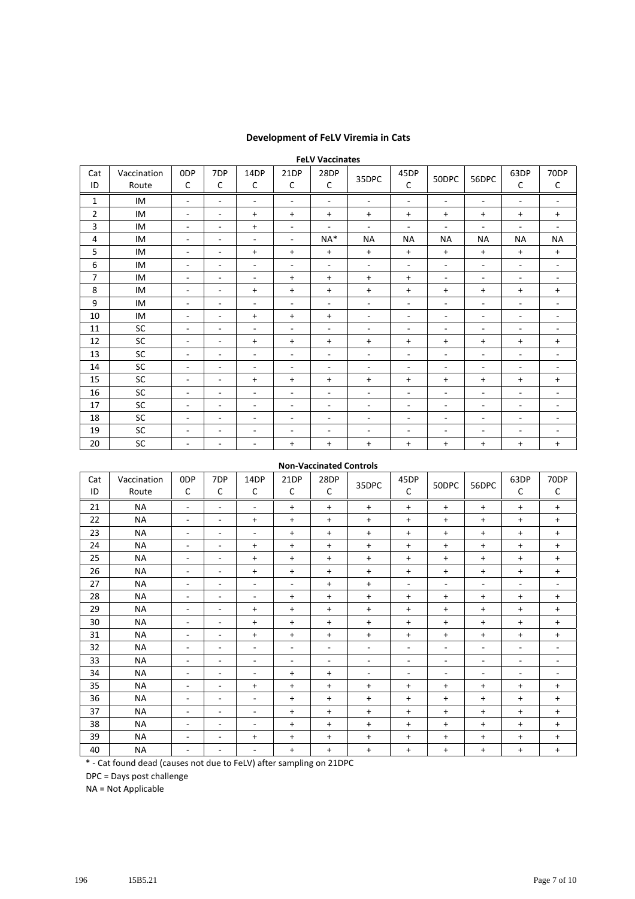## Development of FeLV Viremia in Cats

**FeLV Vaccinates**

| Cat ID | Vaccination Route | 0DPC | 7DPC | 14DPC | 21DPC | 28DPC | 35DPC | 45DPC | 50DPC | 56DPC | 63DPC | 70DPC |
|---|---|---|---|---|---|---|---|---|---|---|---|---|
| 1 | IM | - | - | - | - | - | - | - | - | - | - | - |
| 2 | IM | - | - | + | + | + | + | + | + | + | + | + |
| 3 | IM | - | - | + | - | - | - | - | - | - | - | - |
| 4 | IM | - | - | - | - | NA* | NA | NA | NA | NA | NA | NA |
| 5 | IM | - | - | + | + | + | + | + | + | + | + | + |
| 6 | IM | - | - | - | - | - | - | - | - | - | - | - |
| 7 | IM | - | - | - | + | + | + | + | - | - | - | - |
| 8 | IM | - | - | + | + | + | + | + | + | + | + | + |
| 9 | IM | - | - | - | - | - | - | - | - | - | - | - |
| 10 | IM | - | - | + | + | + | - | - | - | - | - | - |
| 11 | SC | - | - | - | - | - | - | - | - | - | - | - |
| 12 | SC | - | - | + | + | + | + | + | + | + | + | + |
| 13 | SC | - | - | - | - | - | - | - | - | - | - | - |
| 14 | SC | - | - | - | - | - | - | - | - | - | - | - |
| 15 | SC | - | - | + | + | + | + | + | + | + | + | + |
| 16 | SC | - | - | - | - | - | - | - | - | - | - | - |
| 17 | SC | - | - | - | - | - | - | - | - | - | - | - |
| 18 | SC | - | - | - | - | - | - | - | - | - | - | - |
| 19 | SC | - | - | - | - | - | - | - | - | - | - | - |
| 20 | SC | - | - | - | + | + | + | + | + | + | + | + |

**Non-Vaccinated Controls**

| Cat ID | Vaccination Route | 0DPC | 7DPC | 14DPC | 21DPC | 28DPC | 35DPC | 45DPC | 50DPC | 56DPC | 63DPC | 70DPC |
|---|---|---|---|---|---|---|---|---|---|---|---|---|
| 21 | NA | - | - | - | + | + | + | + | + | + | + | + |
| 22 | NA | - | - | + | + | + | + | + | + | + | + | + |
| 23 | NA | - | - | - | + | + | + | + | + | + | + | + |
| 24 | NA | - | - | + | + | + | + | + | + | + | + | + |
| 25 | NA | - | - | + | + | + | + | + | + | + | + | + |
| 26 | NA | - | - | + | + | + | + | + | + | + | + | + |
| 27 | NA | - | - | - | - | + | + | - | - | - | - | - |
| 28 | NA | - | - | - | + | + | + | + | + | + | + | + |
| 29 | NA | - | - | + | + | + | + | + | + | + | + | + |
| 30 | NA | - | - | + | + | + | + | + | + | + | + | + |
| 31 | NA | - | - | + | + | + | + | + | + | + | + | + |
| 32 | NA | - | - | - | - | - | - | - | - | - | - | - |
| 33 | NA | - | - | - | - | - | - | - | - | - | - | - |
| 34 | NA | - | - | - | + | + | - | - | - | - | - | - |
| 35 | NA | - | - | + | + | + | + | + | + | + | + | + |
| 36 | NA | - | - | - | + | + | + | + | + | + | + | + |
| 37 | NA | - | - | - | + | + | + | + | + | + | + | + |
| 38 | NA | - | - | - | + | + | + | + | + | + | + | + |
| 39 | NA | - | - | + | + | + | + | + | + | + | + | + |
| 40 | NA | - | - | - | + | + | + | + | + | + | + | + |

* - Cat found dead (causes not due to FeLV) after sampling on 21DPC

DPC = Days post challenge

NA = Not Applicable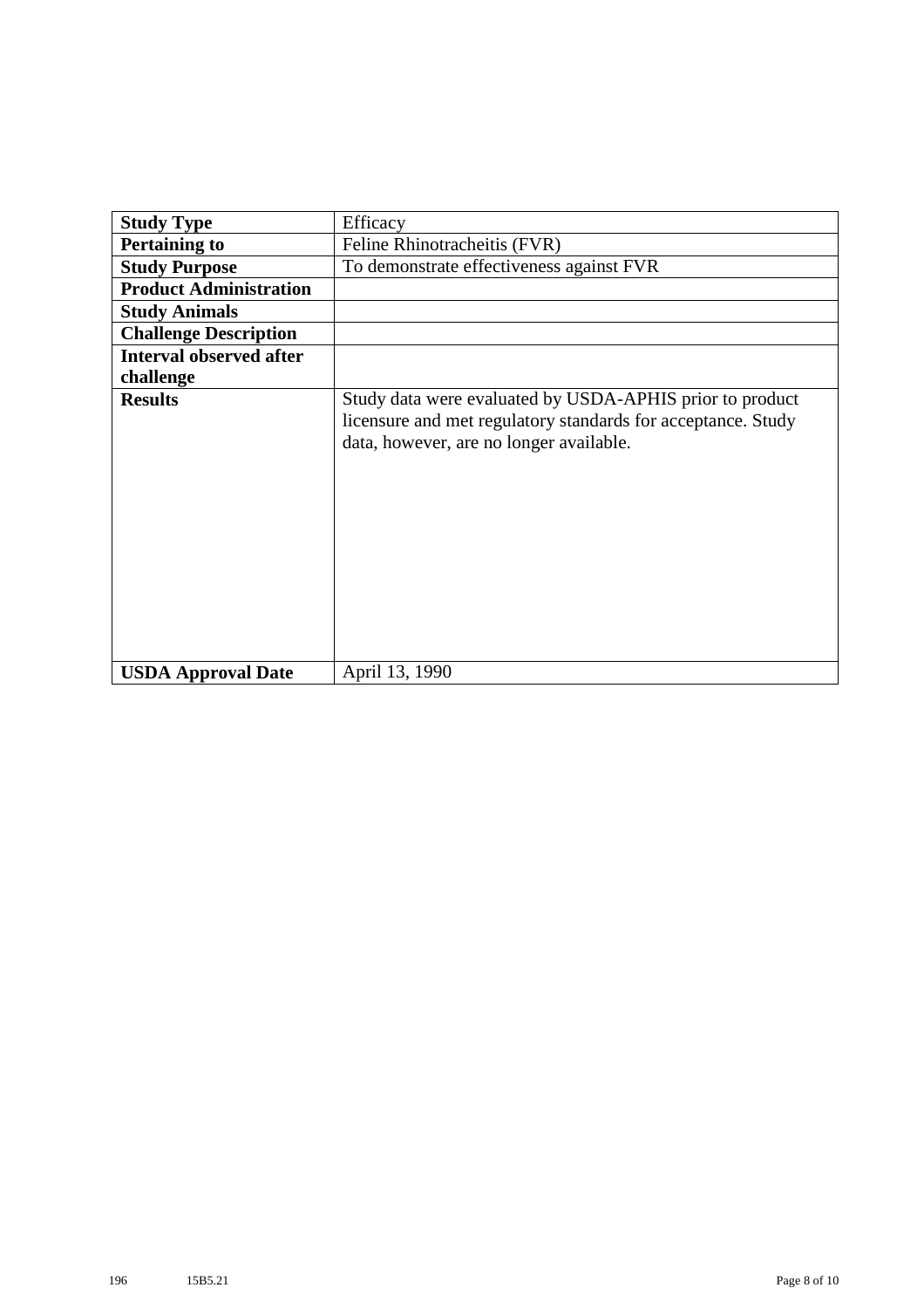| **Study Type** | Efficacy |
|---|---|
| **Pertaining to** | Feline Rhinotracheitis (FVR) |
| **Study Purpose** | To demonstrate effectiveness against FVR |
| **Product Administration** | |
| **Study Animals** | |
| **Challenge Description** | |
| **Interval observed after challenge** | |
| **Results** | Study data were evaluated by USDA-APHIS prior to product licensure and met regulatory standards for acceptance. Study data, however, are no longer available. |
| **USDA Approval Date** | April 13, 1990 |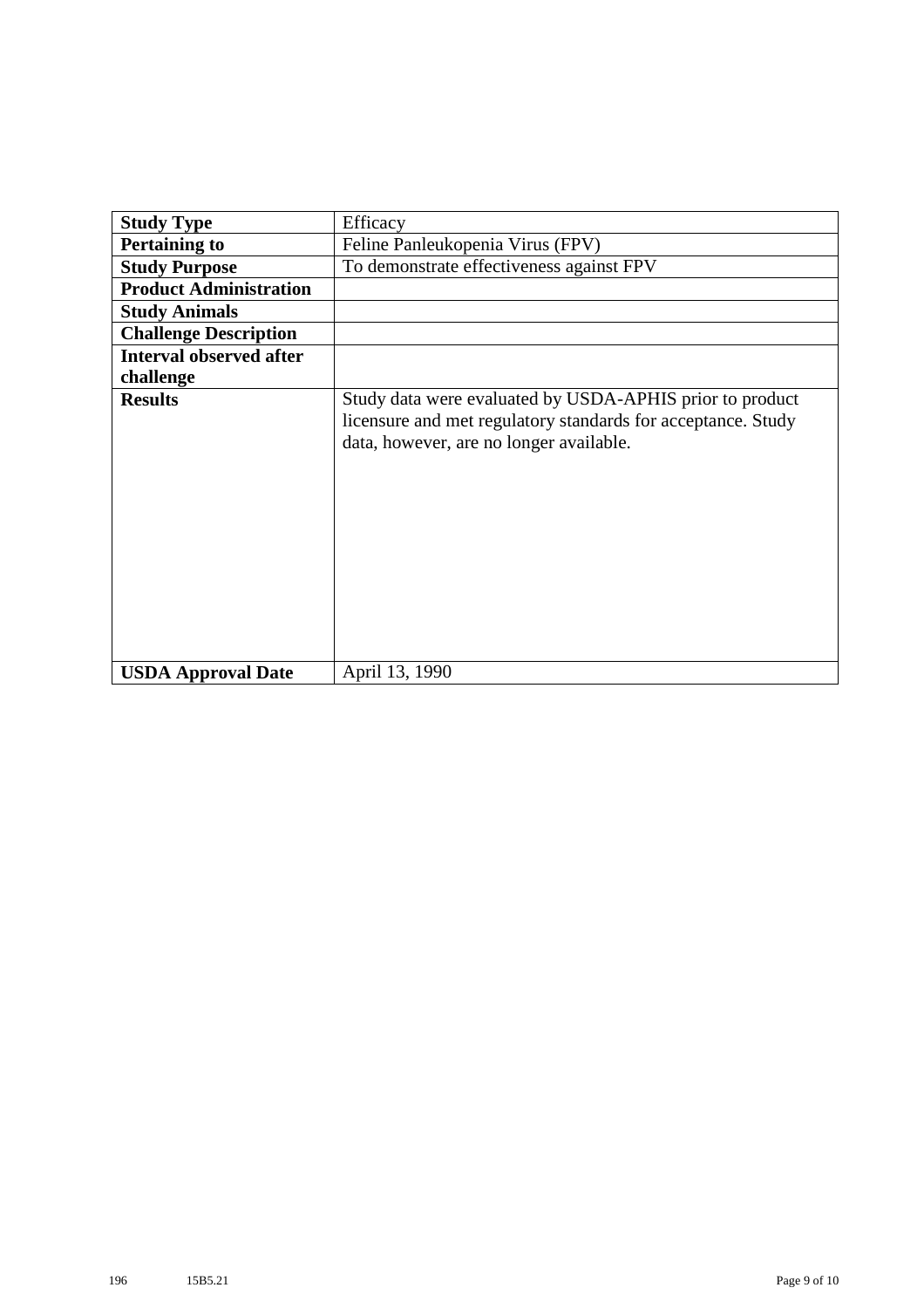| **Study Type** | Efficacy |
|---|---|
| **Pertaining to** | Feline Panleukopenia Virus (FPV) |
| **Study Purpose** | To demonstrate effectiveness against FPV |
| **Product Administration** | |
| **Study Animals** | |
| **Challenge Description** | |
| **Interval observed after challenge** | |
| **Results** | Study data were evaluated by USDA-APHIS prior to product licensure and met regulatory standards for acceptance. Study data, however, are no longer available. |
| **USDA Approval Date** | April 13, 1990 |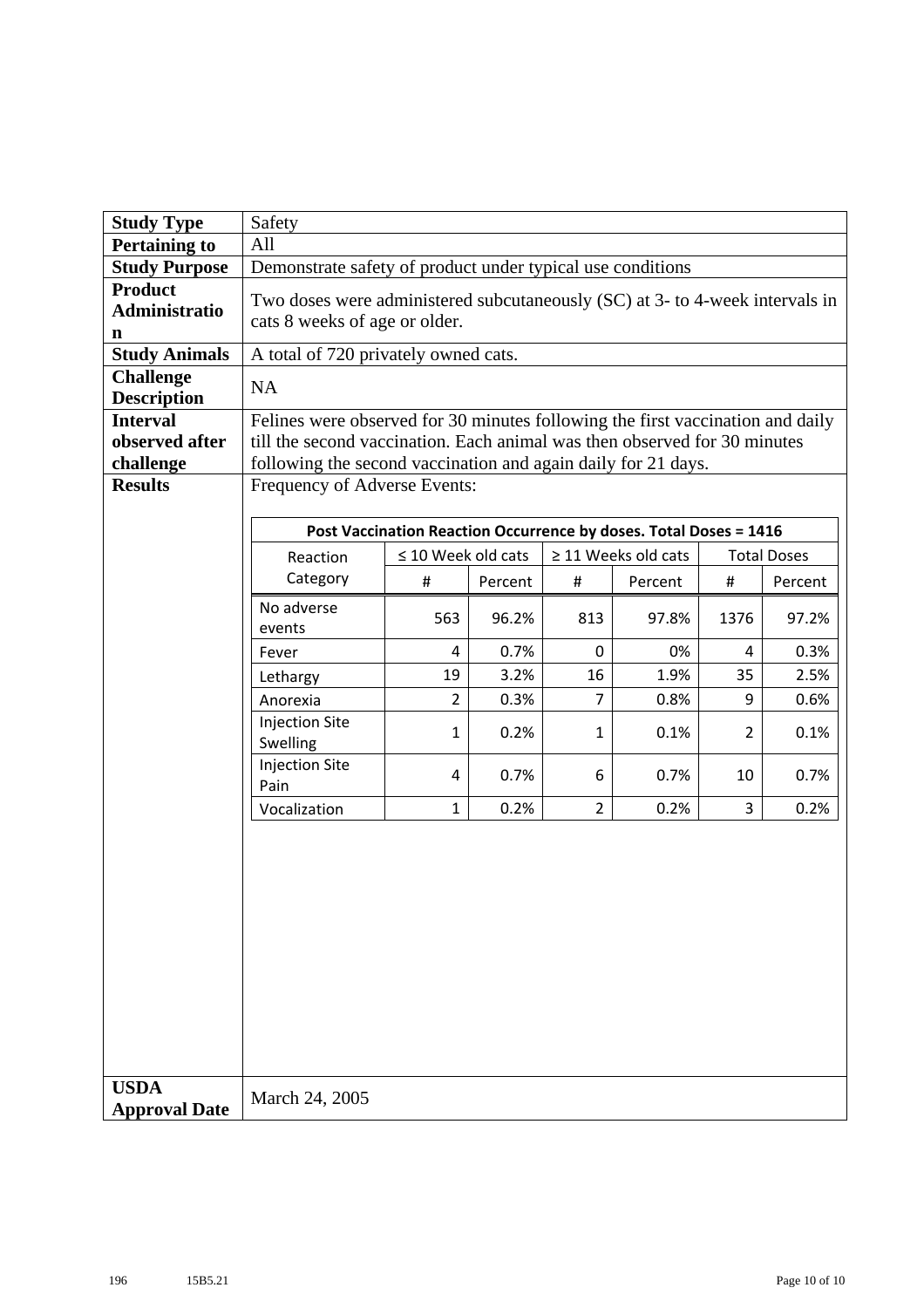| Study Type | Safety |
|---|---|
| Pertaining to | All |
| Study Purpose | Demonstrate safety of product under typical use conditions |
| Product Administration | Two doses were administered subcutaneously (SC) at 3- to 4-week intervals in cats 8 weeks of age or older. |
| Study Animals | A total of 720 privately owned cats. |
| Challenge Description | NA |
| Interval observed after challenge | Felines were observed for 30 minutes following the first vaccination and daily till the second vaccination. Each animal was then observed for 30 minutes following the second vaccination and again daily for 21 days. |
| Results | Frequency of Adverse Events: (see table below) |
| USDA Approval Date | March 24, 2005 |

**Post Vaccination Reaction Occurrence by doses. Total Doses = 1416**

| Reaction Category | ≤ 10 Week old cats | | ≥ 11 Weeks old cats | | Total Doses | |
|---|---|---|---|---|---|---|
| | # | Percent | # | Percent | # | Percent |
| No adverse events | 563 | 96.2% | 813 | 97.8% | 1376 | 97.2% |
| Fever | 4 | 0.7% | 0 | 0% | 4 | 0.3% |
| Lethargy | 19 | 3.2% | 16 | 1.9% | 35 | 2.5% |
| Anorexia | 2 | 0.3% | 7 | 0.8% | 9 | 0.6% |
| Injection Site Swelling | 1 | 0.2% | 1 | 0.1% | 2 | 0.1% |
| Injection Site Pain | 4 | 0.7% | 6 | 0.7% | 10 | 0.7% |
| Vocalization | 1 | 0.2% | 2 | 0.2% | 3 | 0.2% |

196 15B5.21